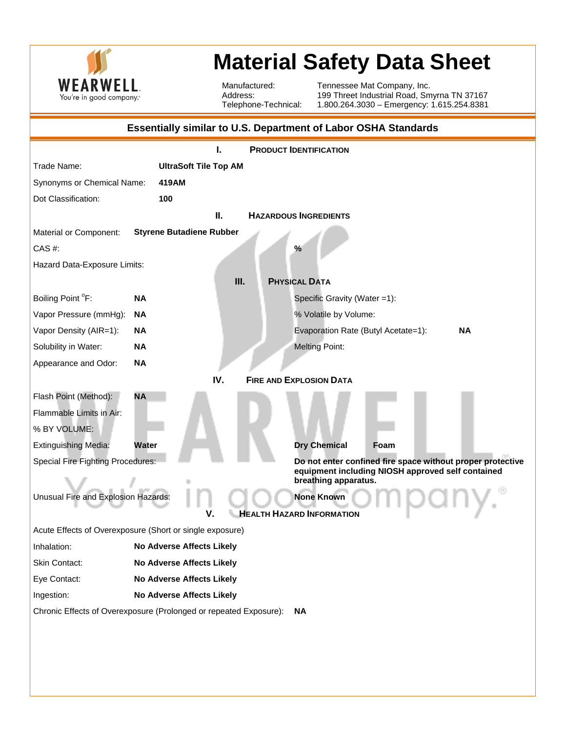WEARWELL. You're in good company.

# Material Safety Data Sheet

Manufactured: Tennessee Mat Company, Inc.
Address: 199 Threet Industrial Road, Smyrna TN 37167
Telephone-Technical: 1.800.264.3030 – Emergency: 1.615.254.8381

**Essentially similar to U.S. Department of Labor OSHA Standards**

## I. PRODUCT IDENTIFICATION

Trade Name: **UltraSoft Tile Top AM**

Synonyms or Chemical Name: **419AM**

Dot Classification: **100**

## II. HAZARDOUS INGREDIENTS

Material or Component: **Styrene Butadiene Rubber**

CAS #: **%**

Hazard Data-Exposure Limits:

## III. PHYSICAL DATA

| | | | |
|---|---|---|---|
| Boiling Point °F: | **NA** | Specific Gravity (Water =1): | |
| Vapor Pressure (mmHg): | **NA** | % Volatile by Volume: | |
| Vapor Density (AIR=1): | **NA** | Evaporation Rate (Butyl Acetate=1): | **NA** |
| Solubility in Water: | **NA** | Melting Point: | |
| Appearance and Odor: | **NA** | | |

## IV. FIRE AND EXPLOSION DATA

Flash Point (Method): **NA**

Flammable Limits in Air:

% BY VOLUME:

Extinguishing Media: **Water** **Dry Chemical** **Foam**

Special Fire Fighting Procedures: **Do not enter confined fire space without proper protective equipment including NIOSH approved self contained breathing apparatus.**

Unusual Fire and Explosion Hazards: **None Known**

## V. HEALTH HAZARD INFORMATION

Acute Effects of Overexposure (Short or single exposure)

Inhalation: **No Adverse Affects Likely**

Skin Contact: **No Adverse Affects Likely**

Eye Contact: **No Adverse Affects Likely**

Ingestion: **No Adverse Affects Likely**

Chronic Effects of Overexposure (Prolonged or repeated Exposure): **NA**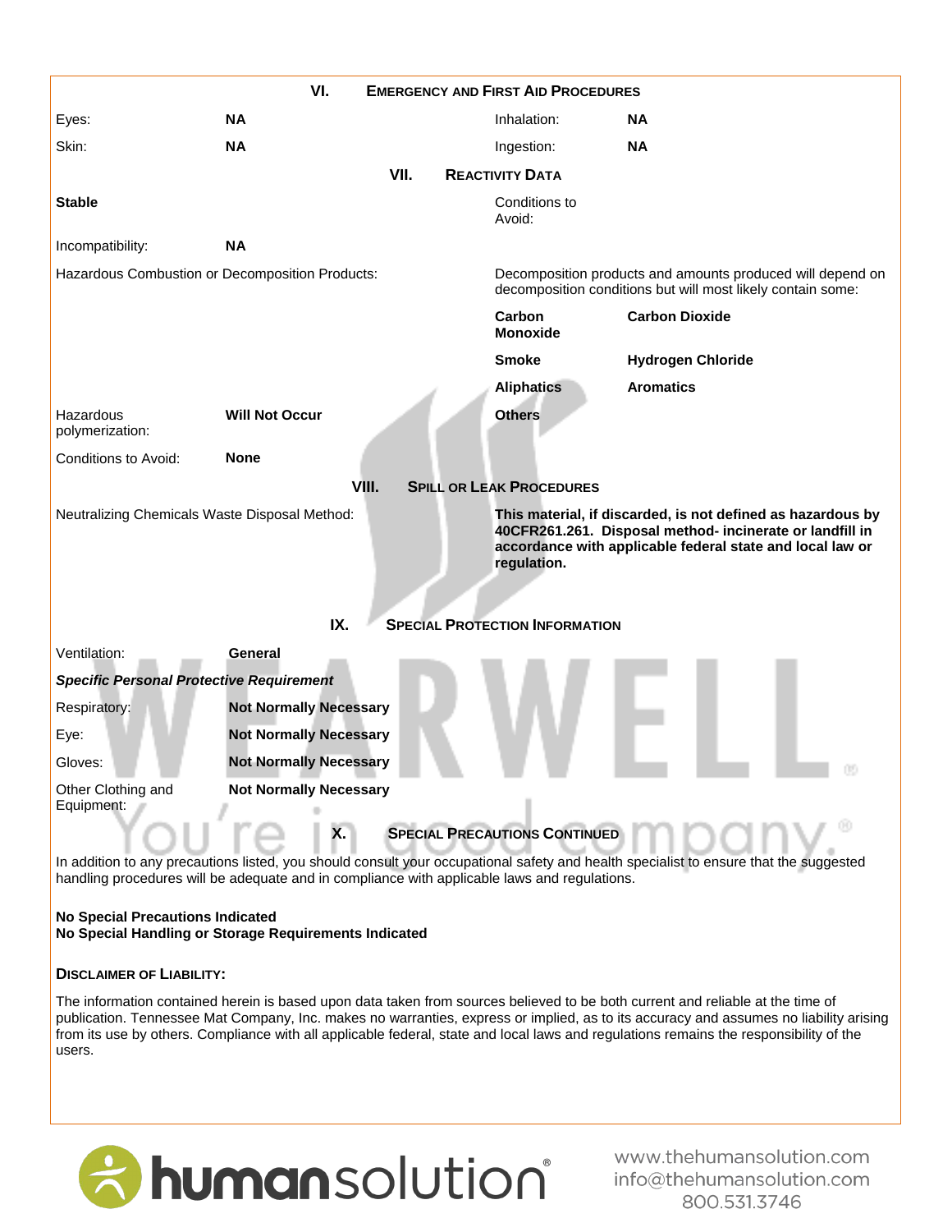## VI. Emergency and First Aid Procedures

| | | | |
|---|---|---|---|
| Eyes: | **NA** | Inhalation: | **NA** |
| Skin: | **NA** | Ingestion: | **NA** |

## VII. Reactivity Data

| | | | |
|---|---|---|---|
| **Stable** | | Conditions to Avoid: | |
| Incompatibility: | **NA** | | |
| Hazardous Combustion or Decomposition Products: | | Decomposition products and amounts produced will depend on decomposition conditions but will most likely contain some: | |
| | | **Carbon Monoxide** | **Carbon Dioxide** |
| | | **Smoke** | **Hydrogen Chloride** |
| | | **Aliphatics** | **Aromatics** |
| Hazardous polymerization: | **Will Not Occur** | **Others** | |
| Conditions to Avoid: | **None** | | |

## VIII. Spill or Leak Procedures

Neutralizing Chemicals Waste Disposal Method: **This material, if discarded, is not defined as hazardous by 40CFR261.261. Disposal method- incinerate or landfill in accordance with applicable federal state and local law or regulation.**

## IX. Special Protection Information

| | |
|---|---|
| Ventilation: | **General** |
| ***Specific Personal Protective Requirement*** | |
| Respiratory: | **Not Normally Necessary** |
| Eye: | **Not Normally Necessary** |
| Gloves: | **Not Normally Necessary** |
| Other Clothing and Equipment: | **Not Normally Necessary** |

## X. Special Precautions Continued

In addition to any precautions listed, you should consult your occupational safety and health specialist to ensure that the suggested handling procedures will be adequate and in compliance with applicable laws and regulations.

**No Special Precautions Indicated**
**No Special Handling or Storage Requirements Indicated**

**Disclaimer of Liability:**

The information contained herein is based upon data taken from sources believed to be both current and reliable at the time of publication. Tennessee Mat Company, Inc. makes no warranties, express or implied, as to its accuracy and assumes no liability arising from its use by others. Compliance with all applicable federal, state and local laws and regulations remains the responsibility of the users.

humansolution®

www.thehumansolution.com
info@thehumansolution.com
800.531.3746